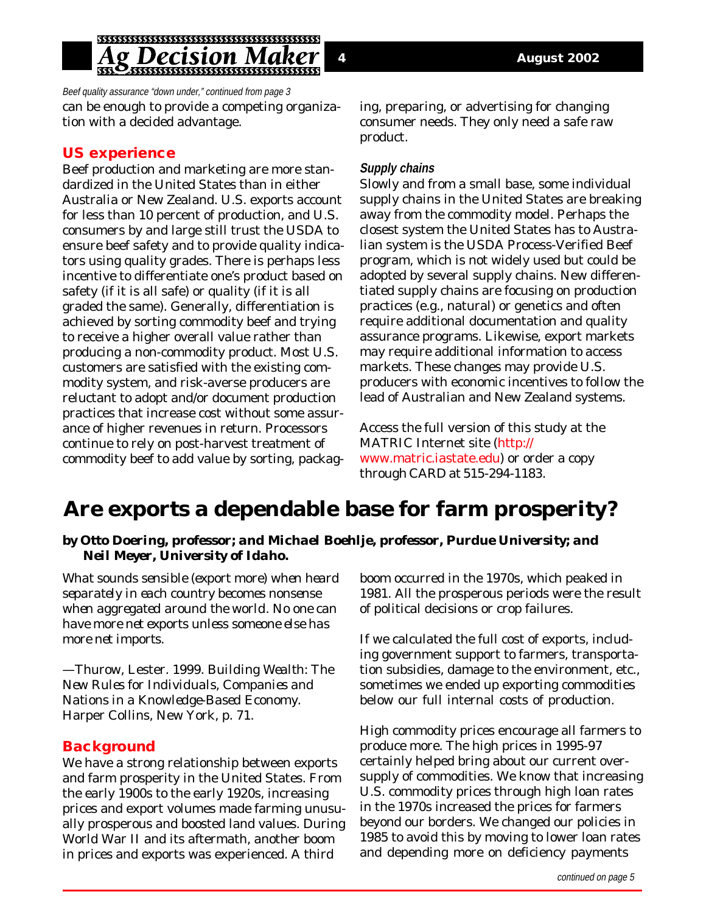*Beef quality assurance "down under," continued from page 3*

can be enough to provide a competing organization with a decided advantage.

## US experience

Beef production and marketing are more standardized in the United States than in either Australia or New Zealand. U.S. exports account for less than 10 percent of production, and U.S. consumers by and large still trust the USDA to ensure beef safety and to provide quality indicators using quality grades. There is perhaps less incentive to differentiate one's product based on safety (if it is all safe) or quality (if it is all graded the same). Generally, differentiation is achieved by sorting commodity beef and trying to receive a higher overall value rather than producing a non-commodity product. Most U.S. customers are satisfied with the existing commodity system, and risk-averse producers are reluctant to adopt and/or document production practices that increase cost without some assurance of higher revenues in return. Processors continue to rely on post-harvest treatment of commodity beef to add value by sorting, packaging, preparing, or advertising for changing consumer needs. They only need a safe raw product.

### *Supply chains*

Slowly and from a small base, some individual supply chains in the United States are breaking away from the commodity model. Perhaps the closest system the United States has to Australian system is the USDA Process-Verified Beef program, which is not widely used but could be adopted by several supply chains. New differentiated supply chains are focusing on production practices (e.g., natural) or genetics and often require additional documentation and quality assurance programs. Likewise, export markets may require additional information to access markets. These changes may provide U.S. producers with economic incentives to follow the lead of Australian and New Zealand systems.

Access the full version of this study at the MATRIC Internet site (http://www.matric.iastate.edu) or order a copy through CARD at 515-294-1183.

# Are exports a dependable base for farm prosperity?

**by Otto Doering, professor; and Michael Boehlje, professor, Purdue University; and Neil Meyer, University of Idaho.**

*What sounds sensible (export more) when heard separately in each country becomes nonsense when aggregated around the world. No one can have more net exports unless someone else has more net imports.*

—Thurow, Lester. 1999. *Building Wealth: The New Rules for Individuals, Companies and Nations in a Knowledge-Based Economy.* Harper Collins, New York, p. 71.

## Background

We have a strong relationship between exports and farm prosperity in the United States. From the early 1900s to the early 1920s, increasing prices and export volumes made farming unusually prosperous and boosted land values. During World War II and its aftermath, another boom in prices and exports was experienced. A third boom occurred in the 1970s, which peaked in 1981. All the prosperous periods were the result of political decisions or crop failures.

If we calculated the full cost of exports, including government support to farmers, transportation subsidies, damage to the environment, etc., sometimes we ended up exporting commodities below our full internal costs of production.

High commodity prices encourage all farmers to produce more. The high prices in 1995-97 certainly helped bring about our current oversupply of commodities. We know that increasing U.S. commodity prices through high loan rates in the 1970s increased the prices for farmers beyond our borders. We changed our policies in 1985 to avoid this by moving to lower loan rates and depending more on deficiency payments

*continued on page 5*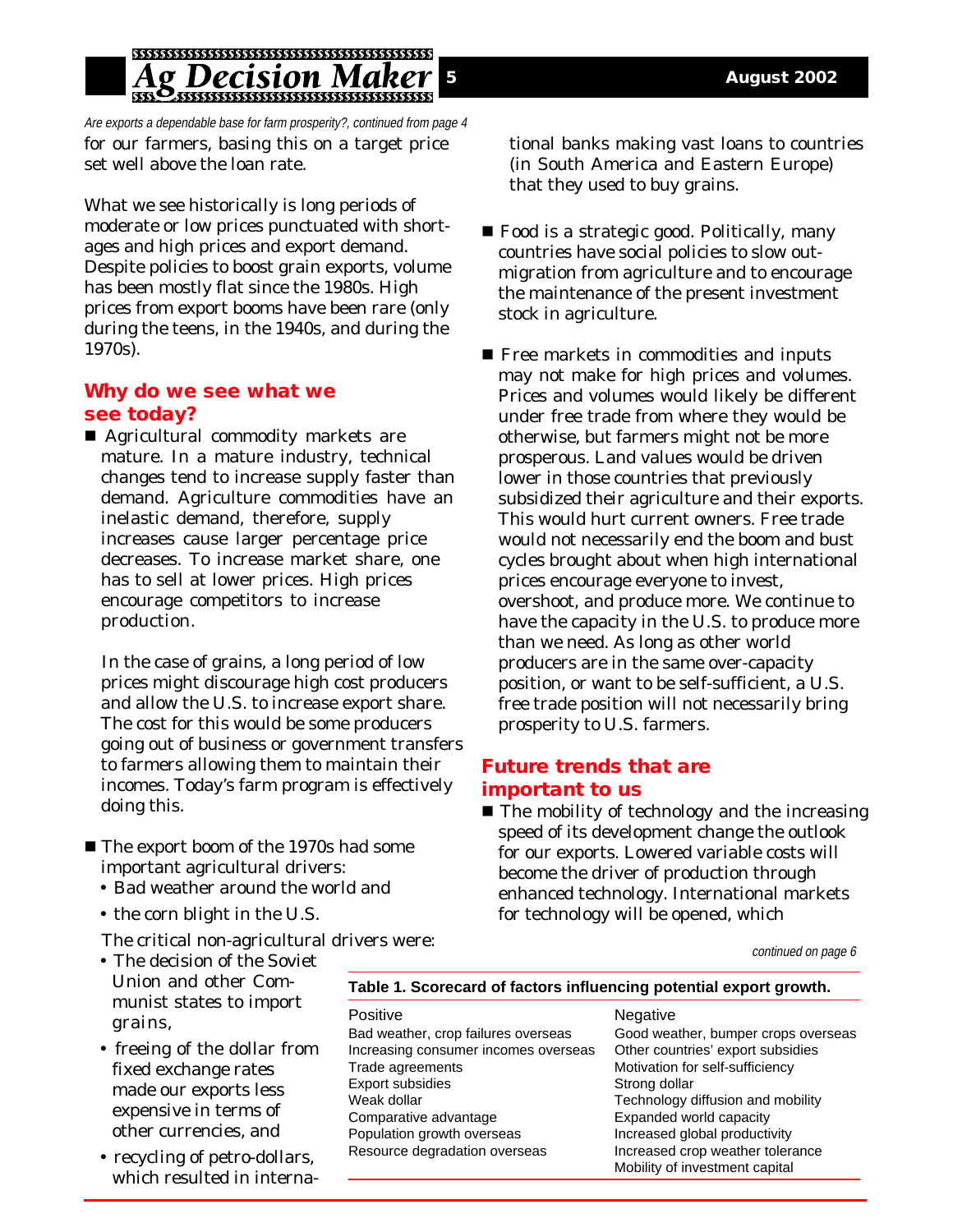*Are exports a dependable base for farm prosperity?, continued from page 4*

for our farmers, basing this on a target price set well above the loan rate.

What we see historically is long periods of moderate or low prices punctuated with shortages and high prices and export demand. Despite policies to boost grain exports, volume has been mostly flat since the 1980s. High prices from export booms have been rare (only during the teens, in the 1940s, and during the 1970s).

## Why do we see what we see today?

- Agricultural commodity markets are mature. In a mature industry, technical changes tend to increase supply faster than demand. Agriculture commodities have an inelastic demand, therefore, supply increases cause larger percentage price decreases. To increase market share, one has to sell at lower prices. High prices encourage competitors to increase production.

  In the case of grains, a long period of low prices might discourage high cost producers and allow the U.S. to increase export share. The cost for this would be some producers going out of business or government transfers to farmers allowing them to maintain their incomes. Today's farm program is effectively doing this.

- The export boom of the 1970s had some important agricultural drivers:
  - Bad weather around the world and
  - the corn blight in the U.S.

  The critical non-agricultural drivers were:
  - The decision of the Soviet Union and other Communist states to import grains,
  - freeing of the dollar from fixed exchange rates made our exports less expensive in terms of other currencies, and
  - recycling of petro-dollars, which resulted in international banks making vast loans to countries (in South America and Eastern Europe) that they used to buy grains.

- Food is a strategic good. Politically, many countries have social policies to slow out-migration from agriculture and to encourage the maintenance of the present investment stock in agriculture.

- Free markets in commodities and inputs may not make for high prices and volumes. Prices and volumes would likely be different under free trade from where they would be otherwise, but farmers might not be more prosperous. Land values would be driven lower in those countries that previously subsidized their agriculture and their exports. This would hurt current owners. Free trade would not necessarily end the boom and bust cycles brought about when high international prices encourage everyone to invest, overshoot, and produce more. We continue to have the capacity in the U.S. to produce more than we need. As long as other world producers are in the same over-capacity position, or want to be self-sufficient, a U.S. free trade position will not necessarily bring prosperity to U.S. farmers.

## Future trends that are important to us

- The mobility of technology and the increasing speed of its development change the outlook for our exports. Lowered variable costs will become the driver of production through enhanced technology. International markets for technology will be opened, which

*continued on page 6*

**Table 1. Scorecard of factors influencing potential export growth.**

| Positive | Negative |
|---|---|
| Bad weather, crop failures overseas | Good weather, bumper crops overseas |
| Increasing consumer incomes overseas | Other countries' export subsidies |
| Trade agreements | Motivation for self-sufficiency |
| Export subsidies | Strong dollar |
| Weak dollar | Technology diffusion and mobility |
| Comparative advantage | Expanded world capacity |
| Population growth overseas | Increased global productivity |
| Resource degradation overseas | Increased crop weather tolerance |
| | Mobility of investment capital |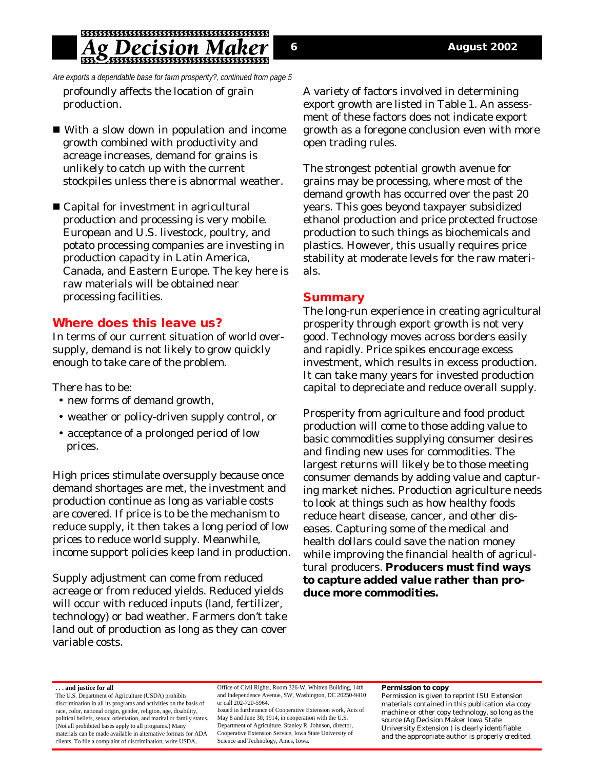*Are exports a dependable base for farm prosperity?, continued from page 5*

profoundly affects the location of grain production.

- With a slow down in population and income growth combined with productivity and acreage increases, demand for grains is unlikely to catch up with the current stockpiles unless there is abnormal weather.
- Capital for investment in agricultural production and processing is very mobile. European and U.S. livestock, poultry, and potato processing companies are investing in production capacity in Latin America, Canada, and Eastern Europe. The key here is raw materials will be obtained near processing facilities.

## Where does this leave us?

In terms of our current situation of world oversupply, demand is not likely to grow quickly enough to take care of the problem.

There has to be:

- new forms of demand growth,
- weather or policy-driven supply control, or
- acceptance of a prolonged period of low prices.

High prices stimulate oversupply because once demand shortages are met, the investment and production continue as long as variable costs are covered. If price is to be the mechanism to reduce supply, it then takes a long period of low prices to reduce world supply. Meanwhile, income support policies keep land in production.

Supply adjustment can come from reduced acreage or from reduced yields. Reduced yields will occur with reduced inputs (land, fertilizer, technology) or bad weather. Farmers don't take land out of production as long as they can cover variable costs.

A variety of factors involved in determining export growth are listed in Table 1. An assessment of these factors does not indicate export growth as a foregone conclusion even with more open trading rules.

The strongest potential growth avenue for grains may be processing, where most of the demand growth has occurred over the past 20 years. This goes beyond taxpayer subsidized ethanol production and price protected fructose production to such things as biochemicals and plastics. However, this usually requires price stability at moderate levels for the raw materials.

## Summary

The long-run experience in creating agricultural prosperity through export growth is not very good. Technology moves across borders easily and rapidly. Price spikes encourage excess investment, which results in excess production. It can take many years for invested production capital to depreciate and reduce overall supply.

Prosperity from agriculture and food product production will come to those adding value to basic commodities supplying consumer desires and finding new uses for commodities. The largest returns will likely be to those meeting consumer demands by adding value and capturing market niches. Production agriculture needs to look at things such as how healthy foods reduce heart disease, cancer, and other diseases. Capturing some of the medical and health dollars could save the nation money while improving the financial health of agricultural producers. **Producers must find ways to capture added value rather than produce more commodities.**

**. . . and justice for all**
The U.S. Department of Agriculture (USDA) prohibits discrimination in all its programs and activities on the basis of race, color, national origin, gender, religion, age, disability, political beliefs, sexual orientation, and marital or family status. (Not all prohibited bases apply to all programs.) Many materials can be made available in alternative formats for ADA clients. To file a complaint of discrimination, write USDA, Office of Civil Rights, Room 326-W, Whitten Building, 14th and Independence Avenue, SW, Washington, DC 20250-9410 or call 202-720-5964.
Issued in furtherance of Cooperative Extension work, Acts of May 8 and June 30, 1914, in cooperation with the U.S. Department of Agriculture. Stanley R. Johnson, director, Cooperative Extension Service, Iowa State University of Science and Technology, Ames, Iowa.

**Permission to copy**
Permission is given to reprint ISU Extension materials contained in this publication via copy machine or other copy technology, so long as the source (Ag Decision Maker Iowa State University Extension ) is clearly identifiable and the appropriate author is properly credited.